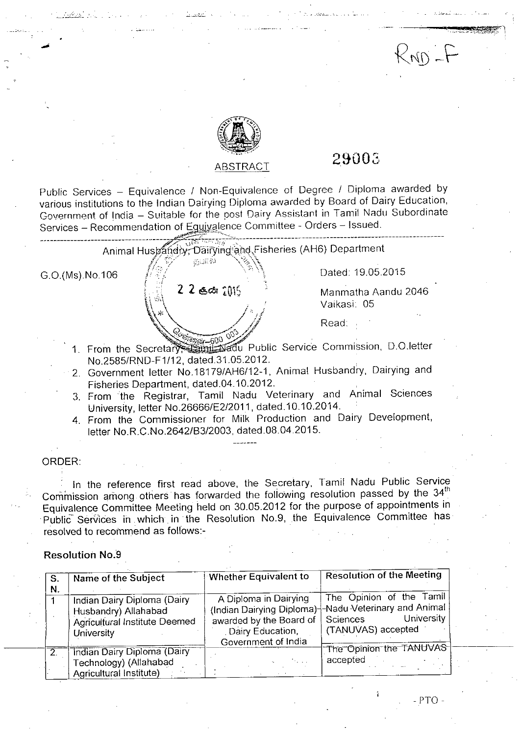RND - F

## ABSTRACT

29003

Public Services – Equivalence / Non-Equivalence of Degree / Diploma awarded by various institutions to the Indian Dairying Diploma awarded by Board of Dairy Education, Government of India – Suitable for the post Dairy Assistant in Tamil Nadu Subordinate Services – Recommendation of Equivalence Committee - Orders – Issued.

---

Animal Husbandry, Dairying and Fisheries (AH6) Department

G.O.(Ms).No.106 Dated: 19.05.2015

22 கே 2015

Manmatha Aandu 2046
Vaikasi: 05

Read:

1. From the Secretary, Tamil Nadu Public Service Commission, D.O.letter No.2585/RND-F1/12, dated.31.05.2012.
2. Government letter No.18179/AH6/12-1, Animal Husbandry, Dairying and Fisheries Department, dated.04.10.2012.
3. From the Registrar, Tamil Nadu Veterinary and Animal Sciences University, letter No.26666/E2/2011, dated.10.10.2014.
4. From the Commissioner for Milk Production and Dairy Development, letter No.R.C.No.2642/B3/2003, dated.08.04.2015.

-------

ORDER:

In the reference first read above, the Secretary, Tamil Nadu Public Service Commission among others has forwarded the following resolution passed by the 34th Equivalence Committee Meeting held on 30.05.2012 for the purpose of appointments in Public Services in which in the Resolution No.9, the Equivalence Committee has resolved to recommend as follows:-

**Resolution No.9**

| S. N. | Name of the Subject | Whether Equivalent to | Resolution of the Meeting |
|---|---|---|---|
| 1 | Indian Dairy Diploma (Dairy Husbandry) Allahabad Agricultural Institute Deemed University | A Diploma in Dairying (Indian Dairying Diploma) awarded by the Board of Dairy Education, Government of India | The Opinion of the Tamil Nadu Veterinary and Animal Sciences University (TANUVAS) accepted |
| 2. | Indian Dairy Diploma (Dairy Technology) (Allahabad Agricultural Institute) | | The Opinion the TANUVAS accepted |

- PTO -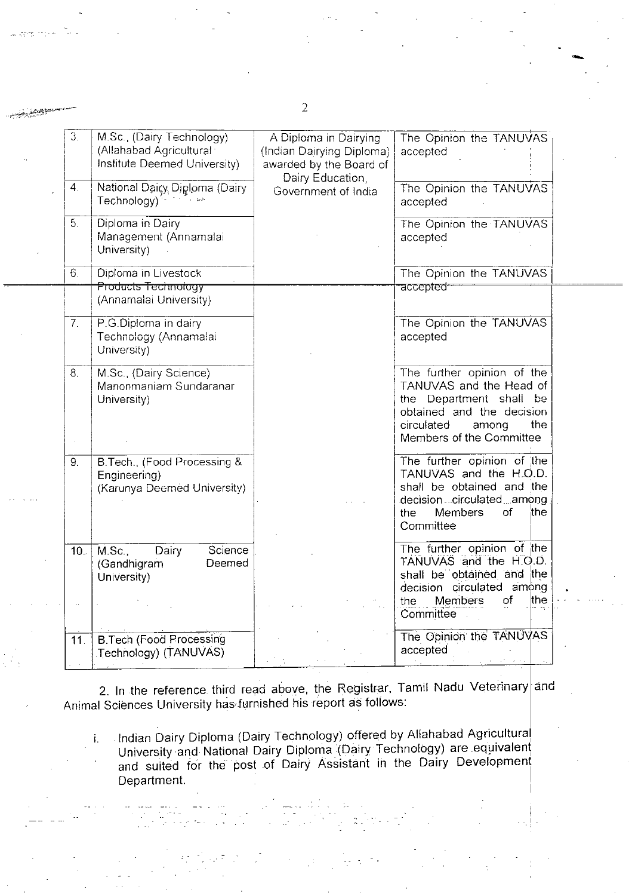| | | | |
|---|---|---|---|
| 3. | M.Sc., (Dairy Technology) (Allahabad Agricultural Institute Deemed University) | A Diploma in Dairying (Indian Dairying Diploma) awarded by the Board of Dairy Education, Government of India | The Opinion the TANUVAS accepted |
| 4. | National Dairy Diploma (Dairy Technology) | | The Opinion the TANUVAS accepted |
| 5. | Diploma in Dairy Management (Annamalai University) | | The Opinion the TANUVAS accepted |
| 6. | Diploma in Livestock Products Technology (Annamalai University) | | The Opinion the TANUVAS accepted |
| 7. | P.G.Diploma in dairy Technology (Annamalai University) | | The Opinion the TANUVAS accepted |
| 8. | M.Sc., (Dairy Science) Manonmaniam Sundaranar University) | | The further opinion of the TANUVAS and the Head of the Department shall be obtained and the decision circulated among the Members of the Committee |
| 9. | B.Tech., (Food Processing & Engineering) (Karunya Deemed University) | | The further opinion of the TANUVAS and the H.O.D. shall be obtained and the decision circulated among the Members of the Committee |
| 10. | M.Sc., Dairy Science (Gandhigram Deemed University) | | The further opinion of the TANUVAS and the H.O.D. shall be obtained and the decision circulated among the Members of the Committee |
| 11. | B.Tech (Food Processing Technology) (TANUVAS) | | The Opinion the TANUVAS accepted |

2. In the reference third read above, the Registrar, Tamil Nadu Veterinary and Animal Sciences University has furnished his report as follows:

i. Indian Dairy Diploma (Dairy Technology) offered by Allahabad Agricultural University and National Dairy Diploma (Dairy Technology) are equivalent and suited for the post of Dairy Assistant in the Dairy Development Department.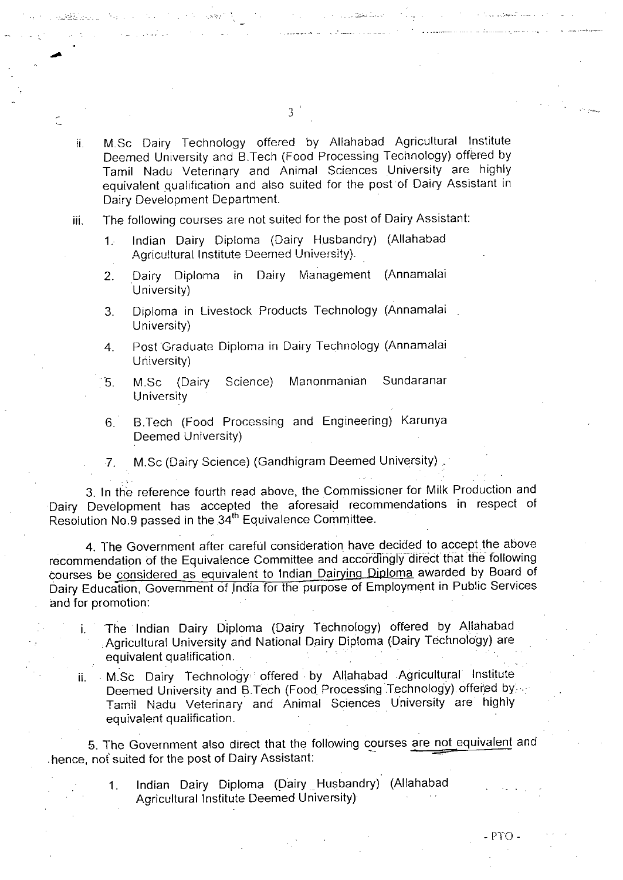ii. M.Sc Dairy Technology offered by Allahabad Agricultural Institute Deemed University and B.Tech (Food Processing Technology) offered by Tamil Nadu Veterinary and Animal Sciences University are highly equivalent qualification and also suited for the post of Dairy Assistant in Dairy Development Department.

iii. The following courses are not suited for the post of Dairy Assistant:

1. Indian Dairy Diploma (Dairy Husbandry) (Allahabad Agricultural Institute Deemed University).
2. Dairy Diploma in Dairy Management (Annamalai University)
3. Diploma in Livestock Products Technology (Annamalai University)
4. Post Graduate Diploma in Dairy Technology (Annamalai University)
5. M.Sc (Dairy Science) Manonmanian Sundaranar University
6. B.Tech (Food Processing and Engineering) Karunya Deemed University)
7. M.Sc (Dairy Science) (Gandhigram Deemed University).

3. In the reference fourth read above, the Commissioner for Milk Production and Dairy Development has accepted the aforesaid recommendations in respect of Resolution No.9 passed in the 34th Equivalence Committee.

4. The Government after careful consideration have decided to accept the above recommendation of the Equivalence Committee and accordingly direct that the following courses be considered as equivalent to Indian Dairying Diploma awarded by Board of Dairy Education, Government of India for the purpose of Employment in Public Services and for promotion:

i. The Indian Dairy Diploma (Dairy Technology) offered by Allahabad Agricultural University and National Dairy Diploma (Dairy Technology) are equivalent qualification.

ii. M.Sc Dairy Technology offered by Allahabad Agricultural Institute Deemed University and B.Tech (Food Processing Technology) offered by Tamil Nadu Veterinary and Animal Sciences University are highly equivalent qualification.

5. The Government also direct that the following courses are not equivalent and hence, not suited for the post of Dairy Assistant:

1. Indian Dairy Diploma (Dairy Husbandry) (Allahabad Agricultural Institute Deemed University)

- PTO -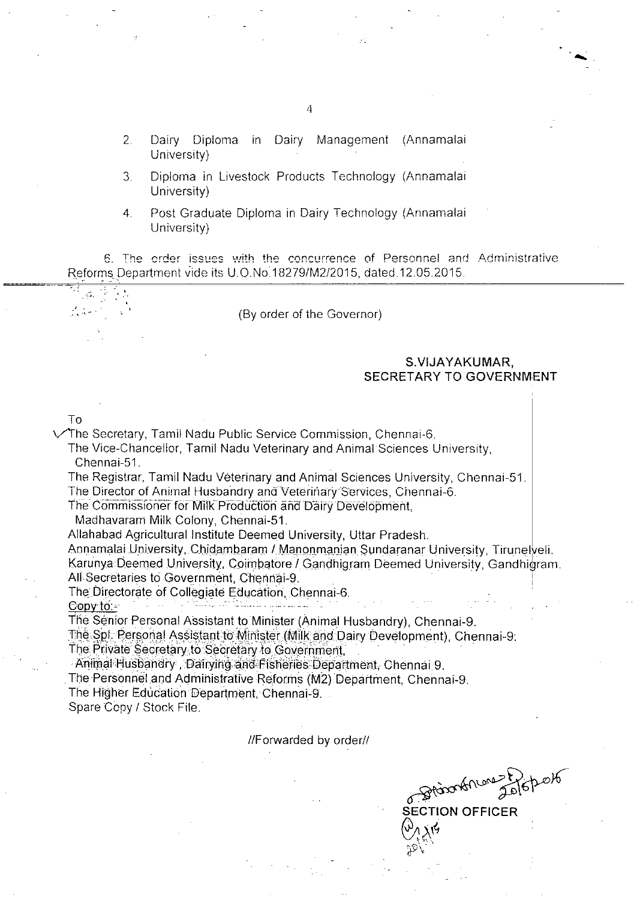2. Dairy Diploma in Dairy Management (Annamalai University)

3. Diploma in Livestock Products Technology (Annamalai University)

4. Post Graduate Diploma in Dairy Technology (Annamalai University)

6. The order issues with the concurrence of Personnel and Administrative Reforms Department vide its U.O.No.18279/M2/2015, dated.12.05.2015.

(By order of the Governor)

**S.VIJAYAKUMAR,**
**SECRETARY TO GOVERNMENT**

To

The Secretary, Tamil Nadu Public Service Commission, Chennai-6.
The Vice-Chancellor, Tamil Nadu Veterinary and Animal Sciences University, Chennai-51.
The Registrar, Tamil Nadu Veterinary and Animal Sciences University, Chennai-51.
The Director of Animal Husbandry and Veterinary Services, Chennai-6.
The Commissioner for Milk Production and Dairy Development, Madhavaram Milk Colony, Chennai-51.
Allahabad Agricultural Institute Deemed University, Uttar Pradesh.
Annamalai University, Chidambaram / Manonmanian Sundaranar University, Tirunelveli.
Karunya Deemed University, Coimbatore / Gandhigram Deemed University, Gandhigram.
All Secretaries to Government, Chennai-9.
The Directorate of Collegiate Education, Chennai-6.

Copy to:-

The Senior Personal Assistant to Minister (Animal Husbandry), Chennai-9.
The Spl. Personal Assistant to Minister (Milk and Dairy Development), Chennai-9.
The Private Secretary to Secretary to Government, Animal Husbandry, Dairying and Fisheries Department, Chennai 9.
The Personnel and Administrative Reforms (M2) Department, Chennai-9.
The Higher Education Department, Chennai-9.
Spare Copy / Stock File.

//Forwarded by order//

**SECTION OFFICER**